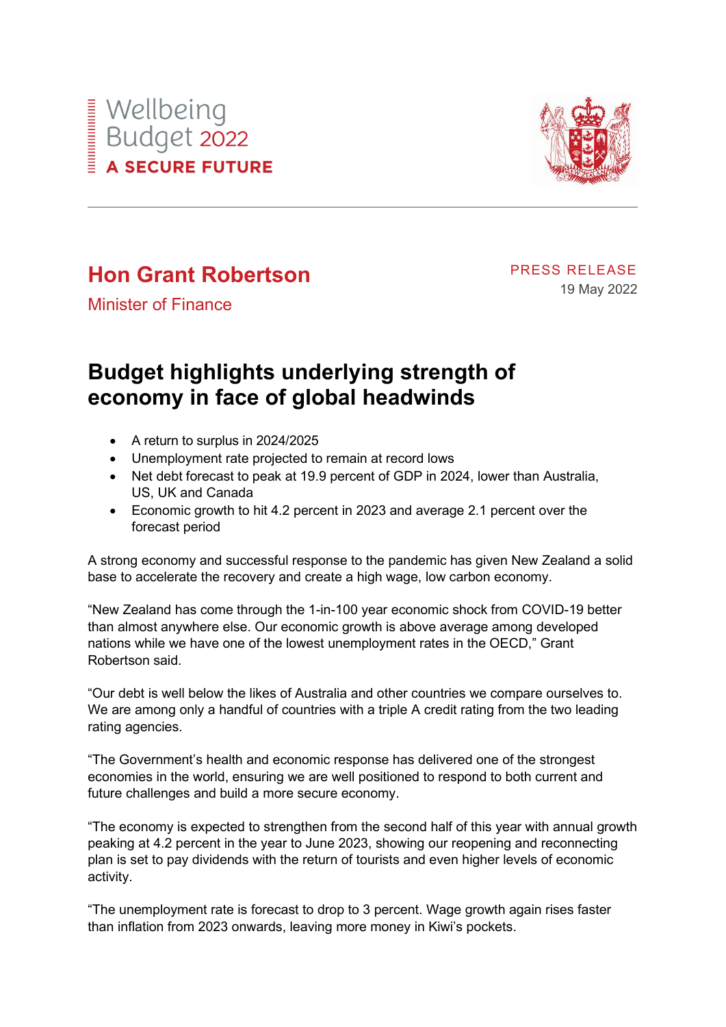Wellbeing Budget 2022

**A SECURE FUTURE**

---

## Hon Grant Robertson

Minister of Finance

PRESS RELEASE

19 May 2022

# Budget highlights underlying strength of economy in face of global headwinds

- A return to surplus in 2024/2025
- Unemployment rate projected to remain at record lows
- Net debt forecast to peak at 19.9 percent of GDP in 2024, lower than Australia, US, UK and Canada
- Economic growth to hit 4.2 percent in 2023 and average 2.1 percent over the forecast period

A strong economy and successful response to the pandemic has given New Zealand a solid base to accelerate the recovery and create a high wage, low carbon economy.

"New Zealand has come through the 1-in-100 year economic shock from COVID-19 better than almost anywhere else. Our economic growth is above average among developed nations while we have one of the lowest unemployment rates in the OECD," Grant Robertson said.

"Our debt is well below the likes of Australia and other countries we compare ourselves to. We are among only a handful of countries with a triple A credit rating from the two leading rating agencies.

"The Government's health and economic response has delivered one of the strongest economies in the world, ensuring we are well positioned to respond to both current and future challenges and build a more secure economy.

"The economy is expected to strengthen from the second half of this year with annual growth peaking at 4.2 percent in the year to June 2023, showing our reopening and reconnecting plan is set to pay dividends with the return of tourists and even higher levels of economic activity.

"The unemployment rate is forecast to drop to 3 percent. Wage growth again rises faster than inflation from 2023 onwards, leaving more money in Kiwi's pockets.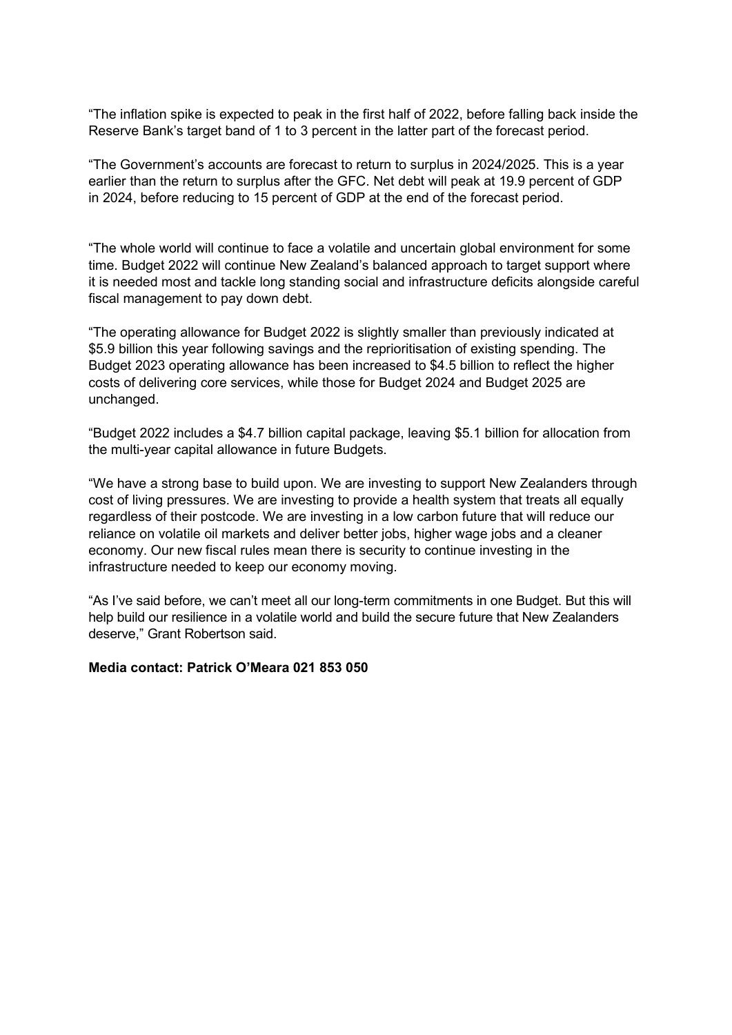"The inflation spike is expected to peak in the first half of 2022, before falling back inside the Reserve Bank's target band of 1 to 3 percent in the latter part of the forecast period.

"The Government's accounts are forecast to return to surplus in 2024/2025. This is a year earlier than the return to surplus after the GFC. Net debt will peak at 19.9 percent of GDP in 2024, before reducing to 15 percent of GDP at the end of the forecast period.

"The whole world will continue to face a volatile and uncertain global environment for some time. Budget 2022 will continue New Zealand's balanced approach to target support where it is needed most and tackle long standing social and infrastructure deficits alongside careful fiscal management to pay down debt.

"The operating allowance for Budget 2022 is slightly smaller than previously indicated at $5.9 billion this year following savings and the reprioritisation of existing spending. The Budget 2023 operating allowance has been increased to $4.5 billion to reflect the higher costs of delivering core services, while those for Budget 2024 and Budget 2025 are unchanged.

"Budget 2022 includes a $4.7 billion capital package, leaving $5.1 billion for allocation from the multi-year capital allowance in future Budgets.

"We have a strong base to build upon. We are investing to support New Zealanders through cost of living pressures. We are investing to provide a health system that treats all equally regardless of their postcode. We are investing in a low carbon future that will reduce our reliance on volatile oil markets and deliver better jobs, higher wage jobs and a cleaner economy. Our new fiscal rules mean there is security to continue investing in the infrastructure needed to keep our economy moving.

"As I've said before, we can't meet all our long-term commitments in one Budget. But this will help build our resilience in a volatile world and build the secure future that New Zealanders deserve," Grant Robertson said.

**Media contact: Patrick O'Meara 021 853 050**